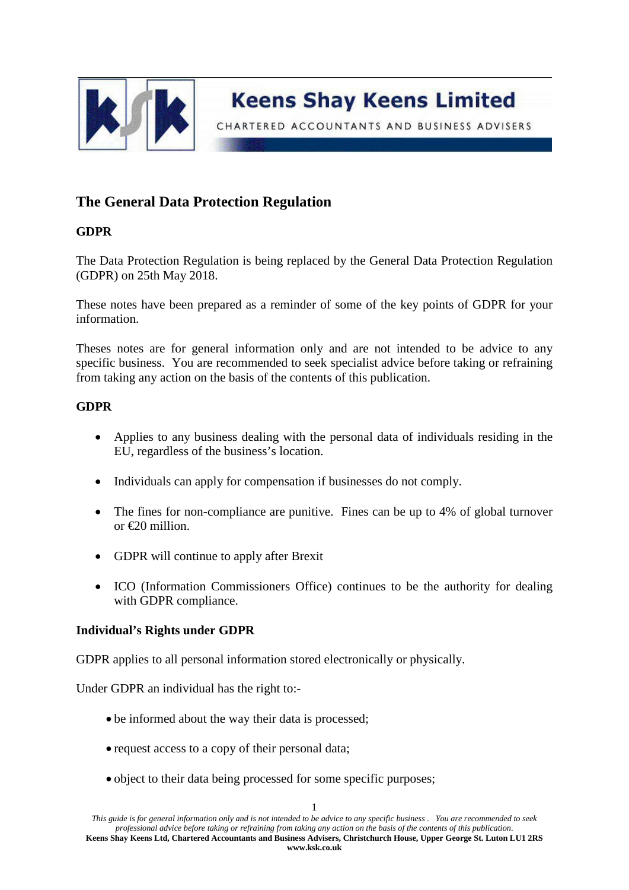Keens Shay Keens Limited

CHARTERED ACCOUNTANTS AND BUSINESS ADVISERS

# The General Data Protection Regulation

## GDPR

The Data Protection Regulation is being replaced by the General Data Protection Regulation (GDPR) on 25th May 2018.

These notes have been prepared as a reminder of some of the key points of GDPR for your information.

Theses notes are for general information only and are not intended to be advice to any specific business. You are recommended to seek specialist advice before taking or refraining from taking any action on the basis of the contents of this publication.

## GDPR

- Applies to any business dealing with the personal data of individuals residing in the EU, regardless of the business's location.
- Individuals can apply for compensation if businesses do not comply.
- The fines for non-compliance are punitive. Fines can be up to 4% of global turnover or €20 million.
- GDPR will continue to apply after Brexit
- ICO (Information Commissioners Office) continues to be the authority for dealing with GDPR compliance.

## Individual's Rights under GDPR

GDPR applies to all personal information stored electronically or physically.

Under GDPR an individual has the right to:-

- be informed about the way their data is processed;
- request access to a copy of their personal data;
- object to their data being processed for some specific purposes;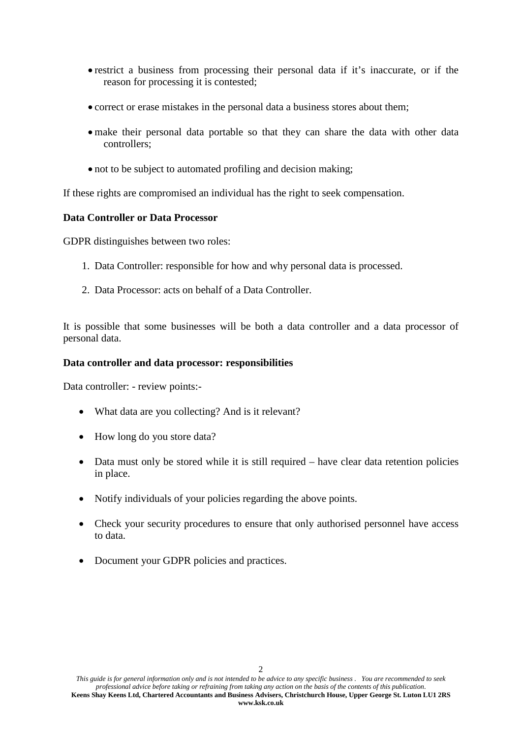- restrict a business from processing their personal data if it's inaccurate, or if the reason for processing it is contested;
- correct or erase mistakes in the personal data a business stores about them;
- make their personal data portable so that they can share the data with other data controllers;
- not to be subject to automated profiling and decision making;

If these rights are compromised an individual has the right to seek compensation.

**Data Controller or Data Processor**

GDPR distinguishes between two roles:

1. Data Controller: responsible for how and why personal data is processed.
2. Data Processor: acts on behalf of a Data Controller.

It is possible that some businesses will be both a data controller and a data processor of personal data.

**Data controller and data processor: responsibilities**

Data controller: - review points:-

- What data are you collecting? And is it relevant?
- How long do you store data?
- Data must only be stored while it is still required – have clear data retention policies in place.
- Notify individuals of your policies regarding the above points.
- Check your security procedures to ensure that only authorised personnel have access to data.
- Document your GDPR policies and practices.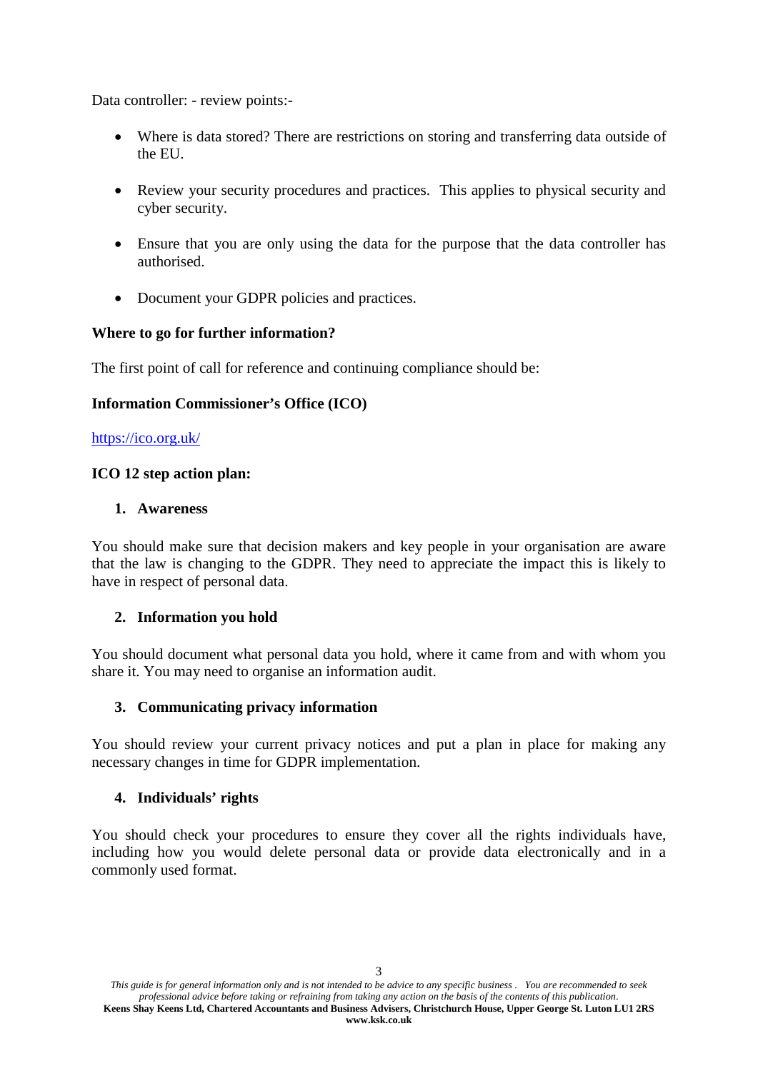Data controller: - review points:-

- Where is data stored? There are restrictions on storing and transferring data outside of the EU.
- Review your security procedures and practices. This applies to physical security and cyber security.
- Ensure that you are only using the data for the purpose that the data controller has authorised.
- Document your GDPR policies and practices.

**Where to go for further information?**

The first point of call for reference and continuing compliance should be:

**Information Commissioner's Office (ICO)**

https://ico.org.uk/

**ICO 12 step action plan:**

1. **Awareness**

You should make sure that decision makers and key people in your organisation are aware that the law is changing to the GDPR. They need to appreciate the impact this is likely to have in respect of personal data.

2. **Information you hold**

You should document what personal data you hold, where it came from and with whom you share it. You may need to organise an information audit.

3. **Communicating privacy information**

You should review your current privacy notices and put a plan in place for making any necessary changes in time for GDPR implementation.

4. **Individuals' rights**

You should check your procedures to ensure they cover all the rights individuals have, including how you would delete personal data or provide data electronically and in a commonly used format.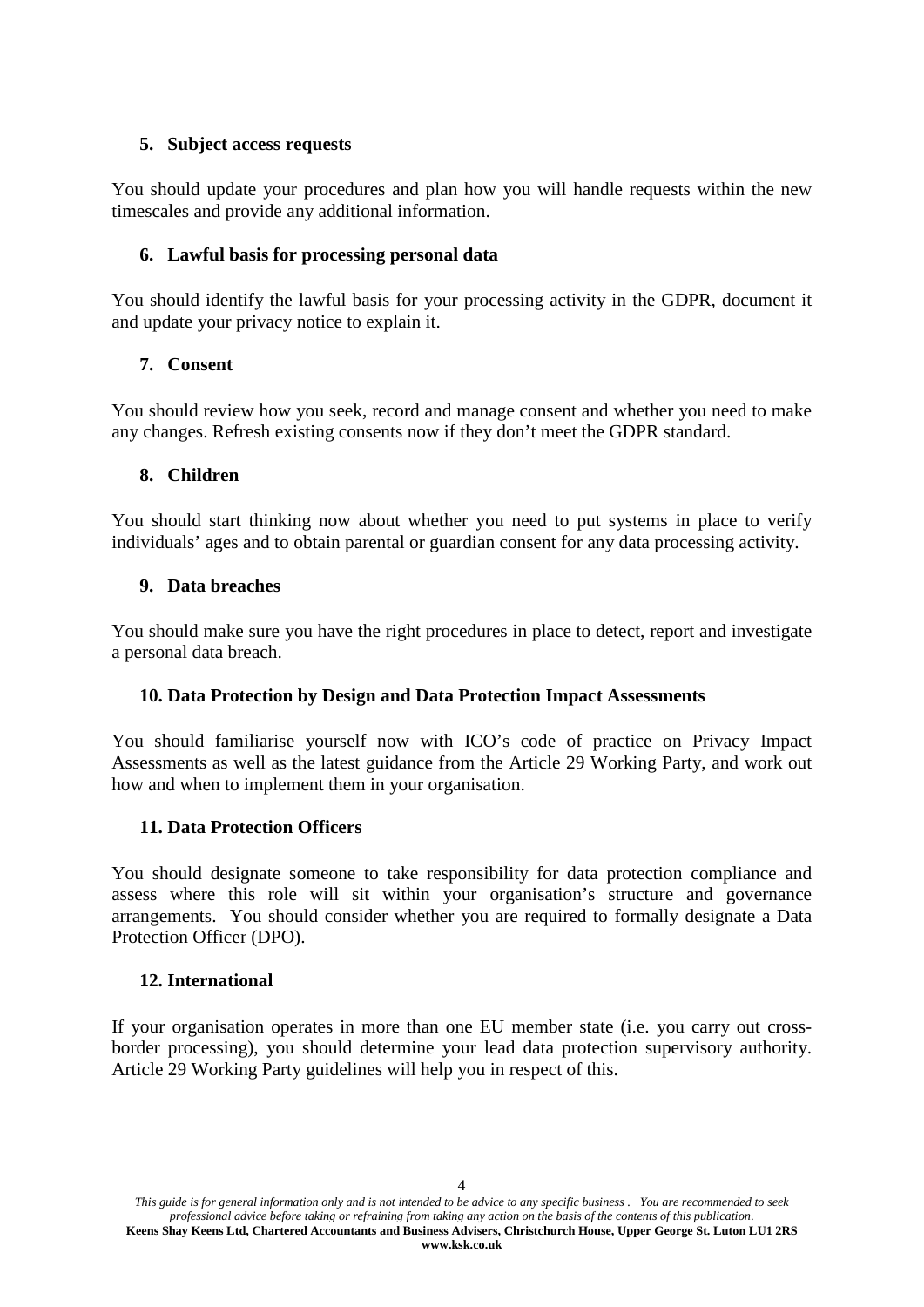### 5. Subject access requests

You should update your procedures and plan how you will handle requests within the new timescales and provide any additional information.

### 6. Lawful basis for processing personal data

You should identify the lawful basis for your processing activity in the GDPR, document it and update your privacy notice to explain it.

### 7. Consent

You should review how you seek, record and manage consent and whether you need to make any changes. Refresh existing consents now if they don't meet the GDPR standard.

### 8. Children

You should start thinking now about whether you need to put systems in place to verify individuals' ages and to obtain parental or guardian consent for any data processing activity.

### 9. Data breaches

You should make sure you have the right procedures in place to detect, report and investigate a personal data breach.

### 10. Data Protection by Design and Data Protection Impact Assessments

You should familiarise yourself now with ICO's code of practice on Privacy Impact Assessments as well as the latest guidance from the Article 29 Working Party, and work out how and when to implement them in your organisation.

### 11. Data Protection Officers

You should designate someone to take responsibility for data protection compliance and assess where this role will sit within your organisation's structure and governance arrangements. You should consider whether you are required to formally designate a Data Protection Officer (DPO).

### 12. International

If your organisation operates in more than one EU member state (i.e. you carry out cross-border processing), you should determine your lead data protection supervisory authority. Article 29 Working Party guidelines will help you in respect of this.

*This guide is for general information only and is not intended to be advice to any specific business . You are recommended to seek professional advice before taking or refraining from taking any action on the basis of the contents of this publication.*

**Keens Shay Keens Ltd, Chartered Accountants and Business Advisers, Christchurch House, Upper George St. Luton LU1 2RS www.ksk.co.uk**